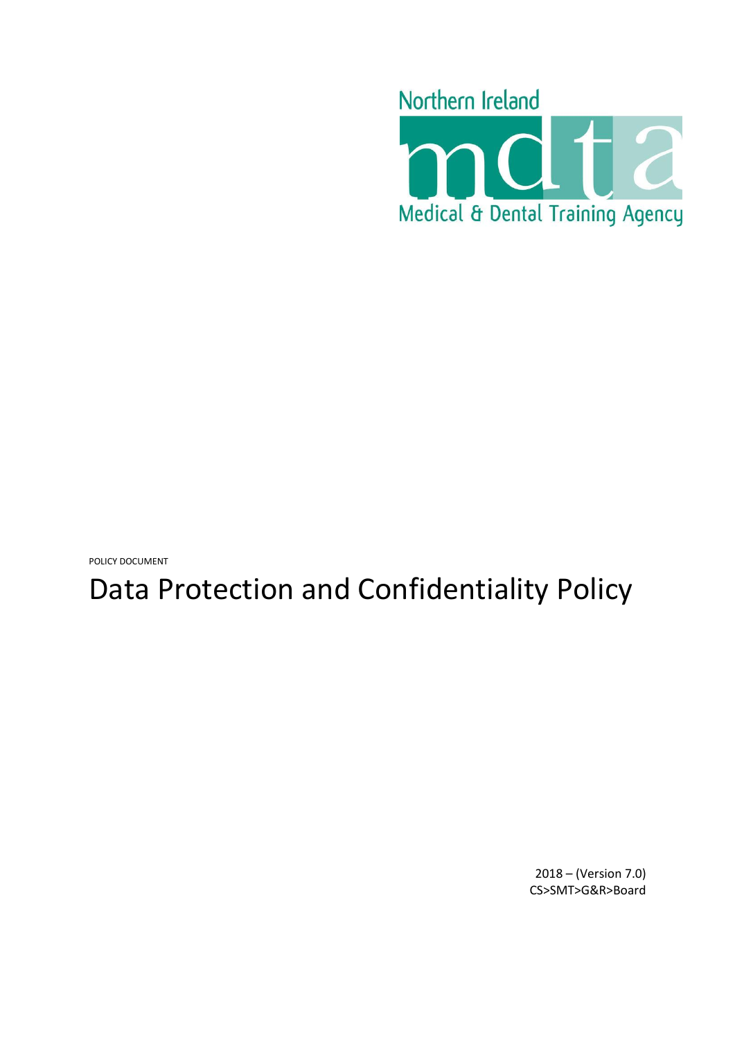Northern Ireland

mdta

Medical & Dental Training Agency

POLICY DOCUMENT

# Data Protection and Confidentiality Policy

2018 – (Version 7.0)
CS>SMT>G&R>Board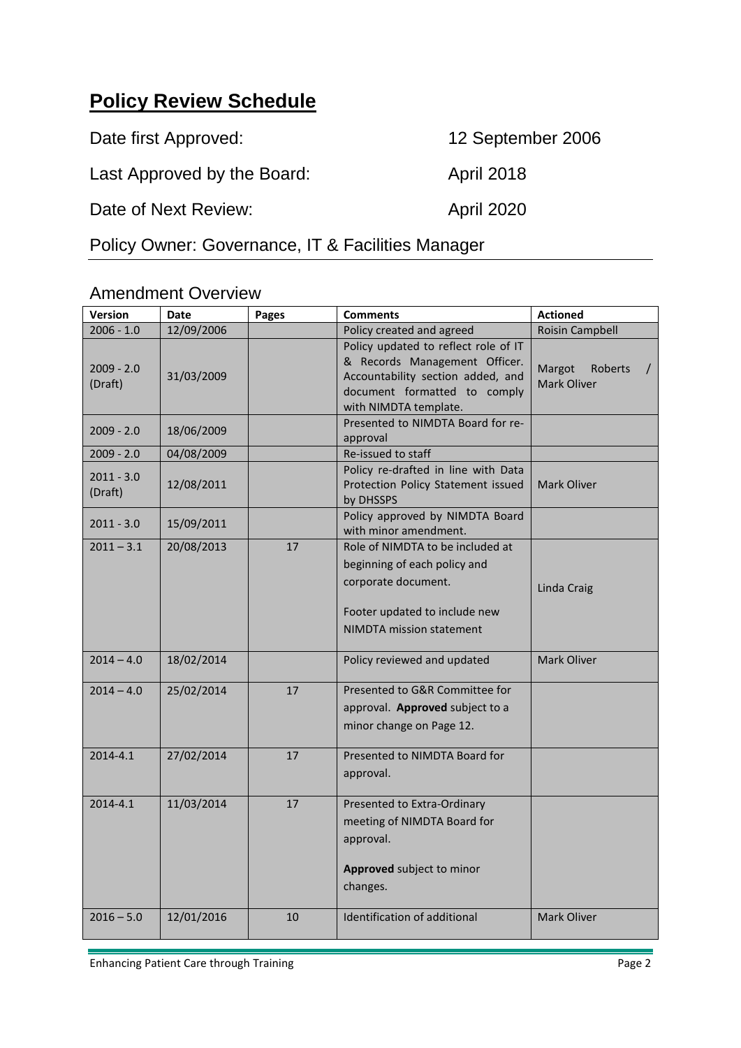# Policy Review Schedule

Date first Approved: 12 September 2006

Last Approved by the Board: April 2018

Date of Next Review: April 2020

Policy Owner: Governance, IT & Facilities Manager

## Amendment Overview

| Version | Date | Pages | Comments | Actioned |
|---|---|---|---|---|
| 2006 - 1.0 | 12/09/2006 | | Policy created and agreed | Roisin Campbell |
| 2009 - 2.0 (Draft) | 31/03/2009 | | Policy updated to reflect role of IT & Records Management Officer. Accountability section added, and document formatted to comply with NIMDTA template. | Margot Roberts / Mark Oliver |
| 2009 - 2.0 | 18/06/2009 | | Presented to NIMDTA Board for re-approval | |
| 2009 - 2.0 | 04/08/2009 | | Re-issued to staff | |
| 2011 - 3.0 (Draft) | 12/08/2011 | | Policy re-drafted in line with Data Protection Policy Statement issued by DHSSPS | Mark Oliver |
| 2011 - 3.0 | 15/09/2011 | | Policy approved by NIMDTA Board with minor amendment. | |
| 2011 – 3.1 | 20/08/2013 | 17 | Role of NIMDTA to be included at beginning of each policy and corporate document.<br><br>Footer updated to include new NIMDTA mission statement | Linda Craig |
| 2014 – 4.0 | 18/02/2014 | | Policy reviewed and updated | Mark Oliver |
| 2014 – 4.0 | 25/02/2014 | 17 | Presented to G&R Committee for approval. **Approved** subject to a minor change on Page 12. | |
| 2014-4.1 | 27/02/2014 | 17 | Presented to NIMDTA Board for approval. | |
| 2014-4.1 | 11/03/2014 | 17 | Presented to Extra-Ordinary meeting of NIMDTA Board for approval.<br><br>**Approved** subject to minor changes. | |
| 2016 – 5.0 | 12/01/2016 | 10 | Identification of additional | Mark Oliver |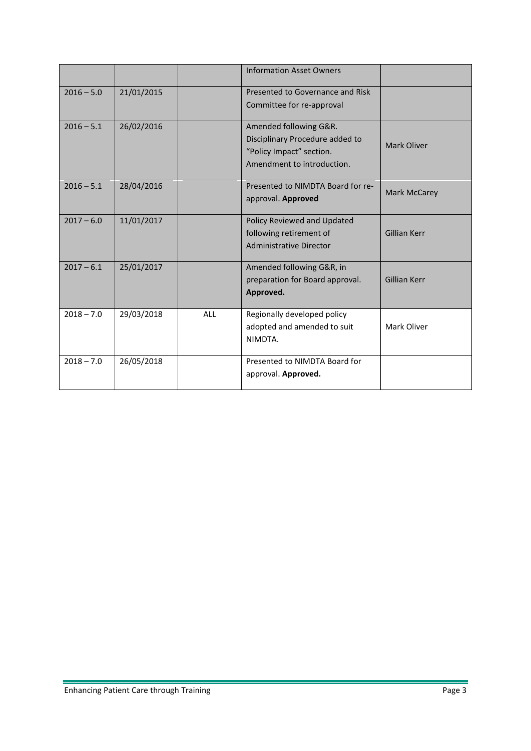| | | | Information Asset Owners | |
|---|---|---|---|---|
| 2016 – 5.0 | 21/01/2015 | | Presented to Governance and Risk Committee for re-approval | |
| 2016 – 5.1 | 26/02/2016 | | Amended following G&R. Disciplinary Procedure added to "Policy Impact" section. Amendment to introduction. | Mark Oliver |
| 2016 – 5.1 | 28/04/2016 | | Presented to NIMDTA Board for re-approval. **Approved** | Mark McCarey |
| 2017 – 6.0 | 11/01/2017 | | Policy Reviewed and Updated following retirement of Administrative Director | Gillian Kerr |
| 2017 – 6.1 | 25/01/2017 | | Amended following G&R, in preparation for Board approval. **Approved.** | Gillian Kerr |
| 2018 – 7.0 | 29/03/2018 | ALL | Regionally developed policy adopted and amended to suit NIMDTA. | Mark Oliver |
| 2018 – 7.0 | 26/05/2018 | | Presented to NIMDTA Board for approval. **Approved.** | |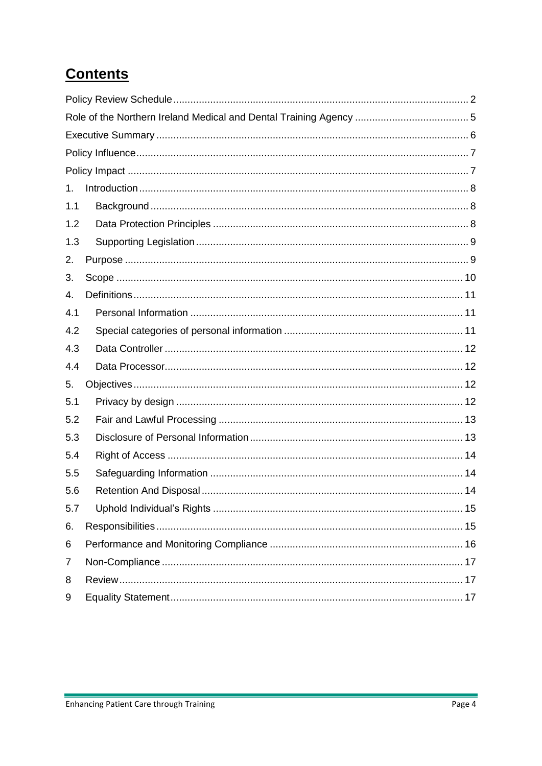# Contents

| | |
|---|---|
| Policy Review Schedule | 2 |
| Role of the Northern Ireland Medical and Dental Training Agency | 5 |
| Executive Summary | 6 |
| Policy Influence | 7 |
| Policy Impact | 7 |
| 1. Introduction | 8 |
| 1.1 Background | 8 |
| 1.2 Data Protection Principles | 8 |
| 1.3 Supporting Legislation | 9 |
| 2. Purpose | 9 |
| 3. Scope | 10 |
| 4. Definitions | 11 |
| 4.1 Personal Information | 11 |
| 4.2 Special categories of personal information | 11 |
| 4.3 Data Controller | 12 |
| 4.4 Data Processor | 12 |
| 5. Objectives | 12 |
| 5.1 Privacy by design | 12 |
| 5.2 Fair and Lawful Processing | 13 |
| 5.3 Disclosure of Personal Information | 13 |
| 5.4 Right of Access | 14 |
| 5.5 Safeguarding Information | 14 |
| 5.6 Retention And Disposal | 14 |
| 5.7 Uphold Individual's Rights | 15 |
| 6. Responsibilities | 15 |
| 6 Performance and Monitoring Compliance | 16 |
| 7 Non-Compliance | 17 |
| 8 Review | 17 |
| 9 Equality Statement | 17 |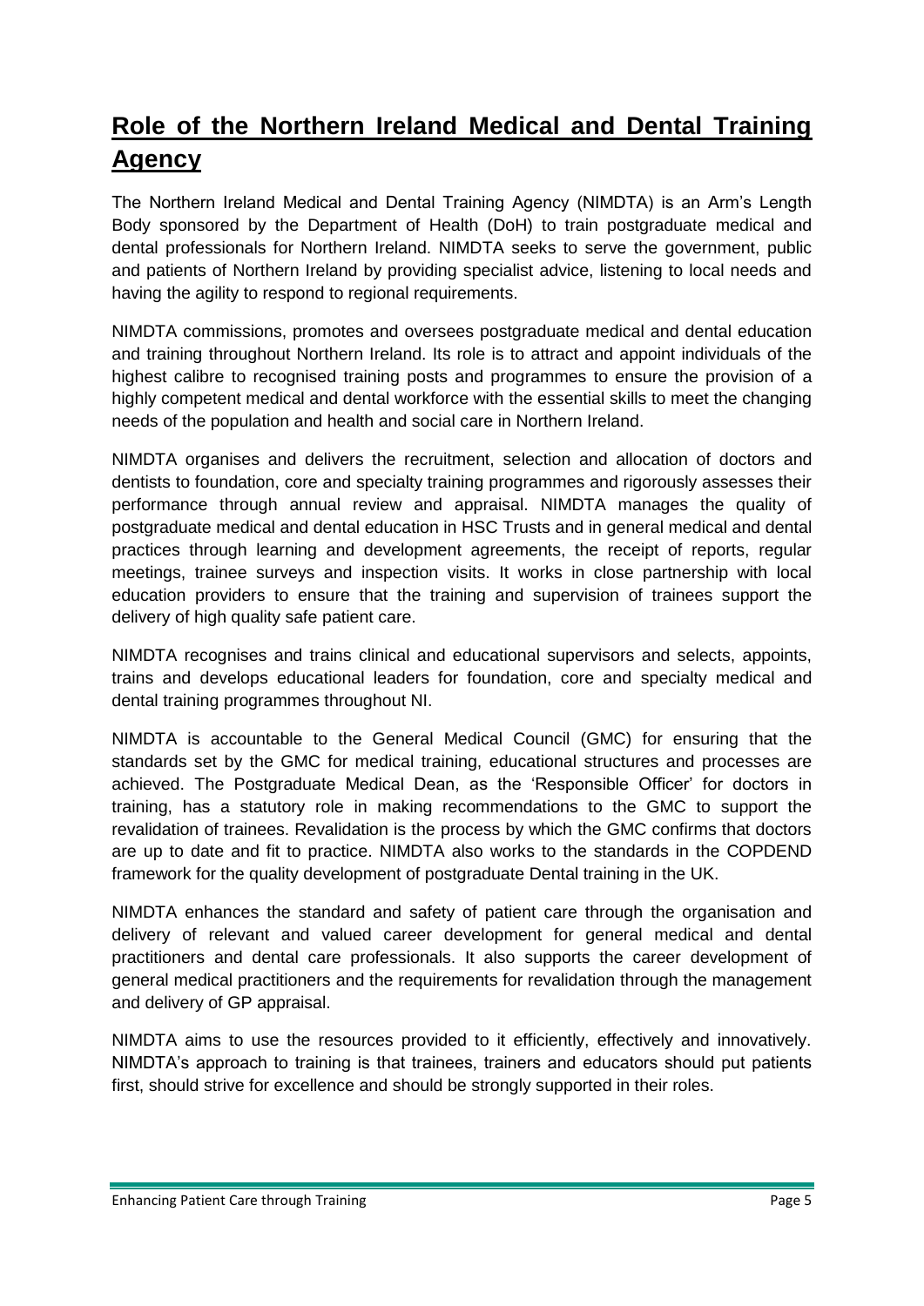# Role of the Northern Ireland Medical and Dental Training Agency

The Northern Ireland Medical and Dental Training Agency (NIMDTA) is an Arm's Length Body sponsored by the Department of Health (DoH) to train postgraduate medical and dental professionals for Northern Ireland. NIMDTA seeks to serve the government, public and patients of Northern Ireland by providing specialist advice, listening to local needs and having the agility to respond to regional requirements.

NIMDTA commissions, promotes and oversees postgraduate medical and dental education and training throughout Northern Ireland. Its role is to attract and appoint individuals of the highest calibre to recognised training posts and programmes to ensure the provision of a highly competent medical and dental workforce with the essential skills to meet the changing needs of the population and health and social care in Northern Ireland.

NIMDTA organises and delivers the recruitment, selection and allocation of doctors and dentists to foundation, core and specialty training programmes and rigorously assesses their performance through annual review and appraisal. NIMDTA manages the quality of postgraduate medical and dental education in HSC Trusts and in general medical and dental practices through learning and development agreements, the receipt of reports, regular meetings, trainee surveys and inspection visits. It works in close partnership with local education providers to ensure that the training and supervision of trainees support the delivery of high quality safe patient care.

NIMDTA recognises and trains clinical and educational supervisors and selects, appoints, trains and develops educational leaders for foundation, core and specialty medical and dental training programmes throughout NI.

NIMDTA is accountable to the General Medical Council (GMC) for ensuring that the standards set by the GMC for medical training, educational structures and processes are achieved. The Postgraduate Medical Dean, as the 'Responsible Officer' for doctors in training, has a statutory role in making recommendations to the GMC to support the revalidation of trainees. Revalidation is the process by which the GMC confirms that doctors are up to date and fit to practice. NIMDTA also works to the standards in the COPDEND framework for the quality development of postgraduate Dental training in the UK.

NIMDTA enhances the standard and safety of patient care through the organisation and delivery of relevant and valued career development for general medical and dental practitioners and dental care professionals. It also supports the career development of general medical practitioners and the requirements for revalidation through the management and delivery of GP appraisal.

NIMDTA aims to use the resources provided to it efficiently, effectively and innovatively. NIMDTA's approach to training is that trainees, trainers and educators should put patients first, should strive for excellence and should be strongly supported in their roles.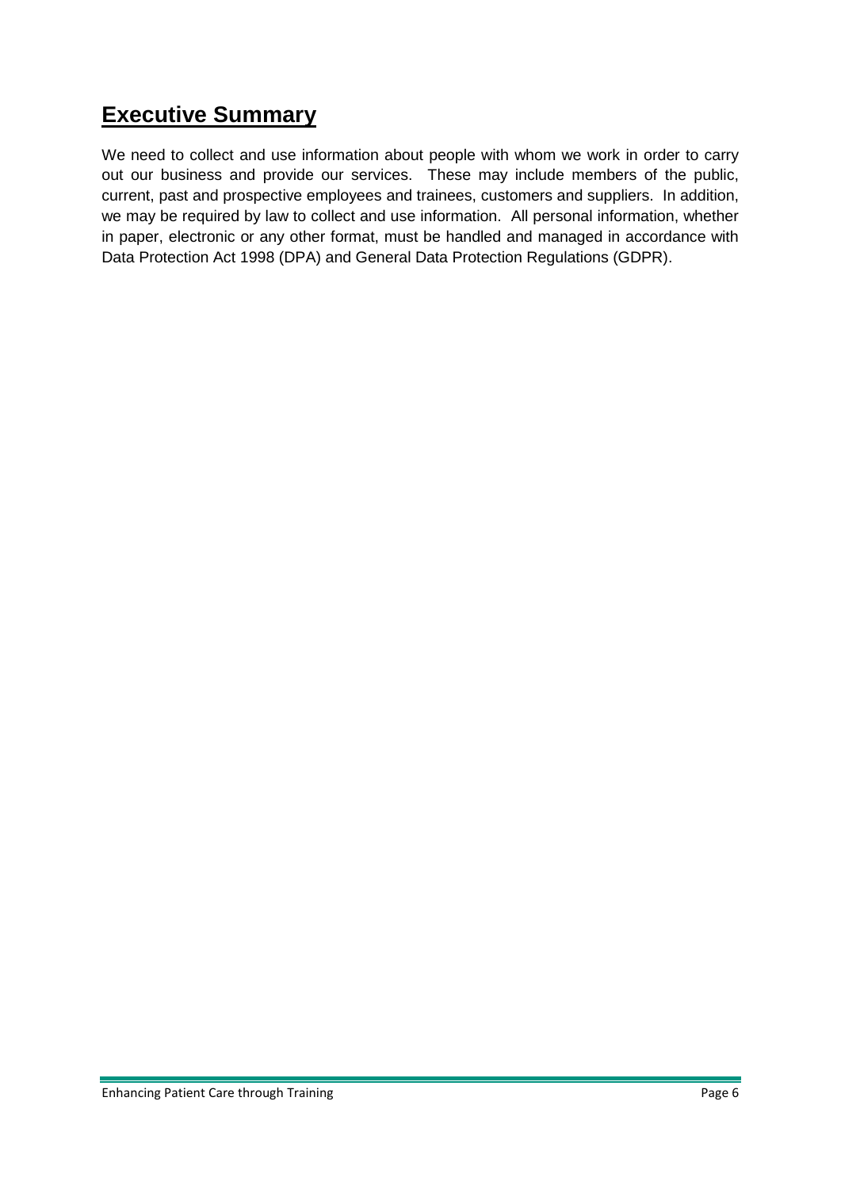## Executive Summary

We need to collect and use information about people with whom we work in order to carry out our business and provide our services. These may include members of the public, current, past and prospective employees and trainees, customers and suppliers. In addition, we may be required by law to collect and use information. All personal information, whether in paper, electronic or any other format, must be handled and managed in accordance with Data Protection Act 1998 (DPA) and General Data Protection Regulations (GDPR).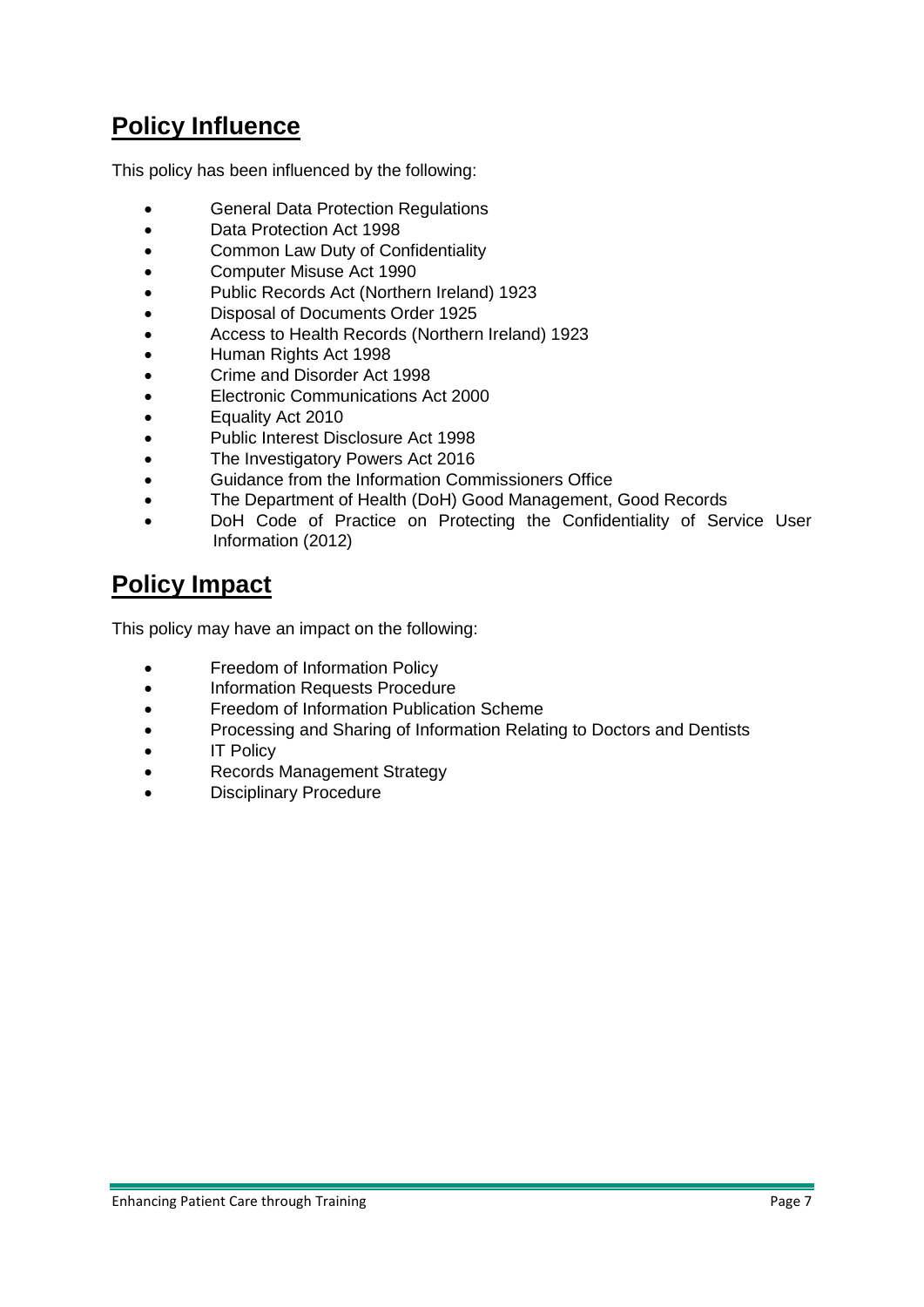## **Policy Influence**

This policy has been influenced by the following:

- General Data Protection Regulations
- Data Protection Act 1998
- Common Law Duty of Confidentiality
- Computer Misuse Act 1990
- Public Records Act (Northern Ireland) 1923
- Disposal of Documents Order 1925
- Access to Health Records (Northern Ireland) 1923
- Human Rights Act 1998
- Crime and Disorder Act 1998
- Electronic Communications Act 2000
- Equality Act 2010
- Public Interest Disclosure Act 1998
- The Investigatory Powers Act 2016
- Guidance from the Information Commissioners Office
- The Department of Health (DoH) Good Management, Good Records
- DoH Code of Practice on Protecting the Confidentiality of Service User Information (2012)

## **Policy Impact**

This policy may have an impact on the following:

- Freedom of Information Policy
- Information Requests Procedure
- Freedom of Information Publication Scheme
- Processing and Sharing of Information Relating to Doctors and Dentists
- IT Policy
- Records Management Strategy
- Disciplinary Procedure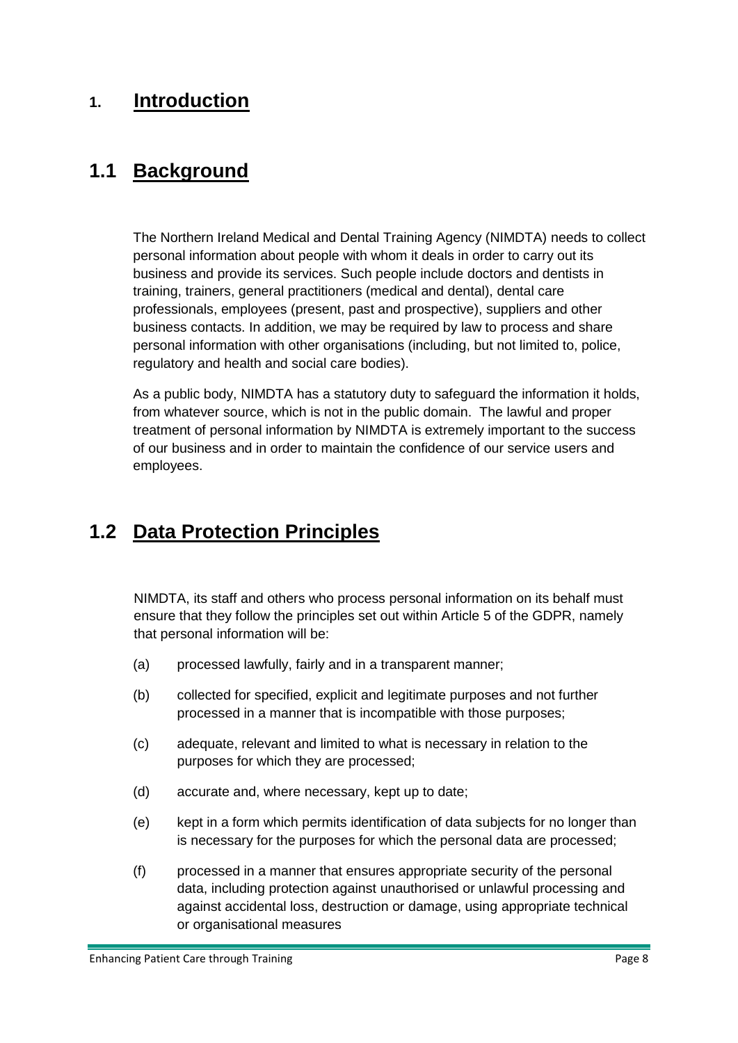# 1. Introduction

## 1.1 Background

The Northern Ireland Medical and Dental Training Agency (NIMDTA) needs to collect personal information about people with whom it deals in order to carry out its business and provide its services. Such people include doctors and dentists in training, trainers, general practitioners (medical and dental), dental care professionals, employees (present, past and prospective), suppliers and other business contacts. In addition, we may be required by law to process and share personal information with other organisations (including, but not limited to, police, regulatory and health and social care bodies).

As a public body, NIMDTA has a statutory duty to safeguard the information it holds, from whatever source, which is not in the public domain. The lawful and proper treatment of personal information by NIMDTA is extremely important to the success of our business and in order to maintain the confidence of our service users and employees.

## 1.2 Data Protection Principles

NIMDTA, its staff and others who process personal information on its behalf must ensure that they follow the principles set out within Article 5 of the GDPR, namely that personal information will be:

(a) processed lawfully, fairly and in a transparent manner;

(b) collected for specified, explicit and legitimate purposes and not further processed in a manner that is incompatible with those purposes;

(c) adequate, relevant and limited to what is necessary in relation to the purposes for which they are processed;

(d) accurate and, where necessary, kept up to date;

(e) kept in a form which permits identification of data subjects for no longer than is necessary for the purposes for which the personal data are processed;

(f) processed in a manner that ensures appropriate security of the personal data, including protection against unauthorised or unlawful processing and against accidental loss, destruction or damage, using appropriate technical or organisational measures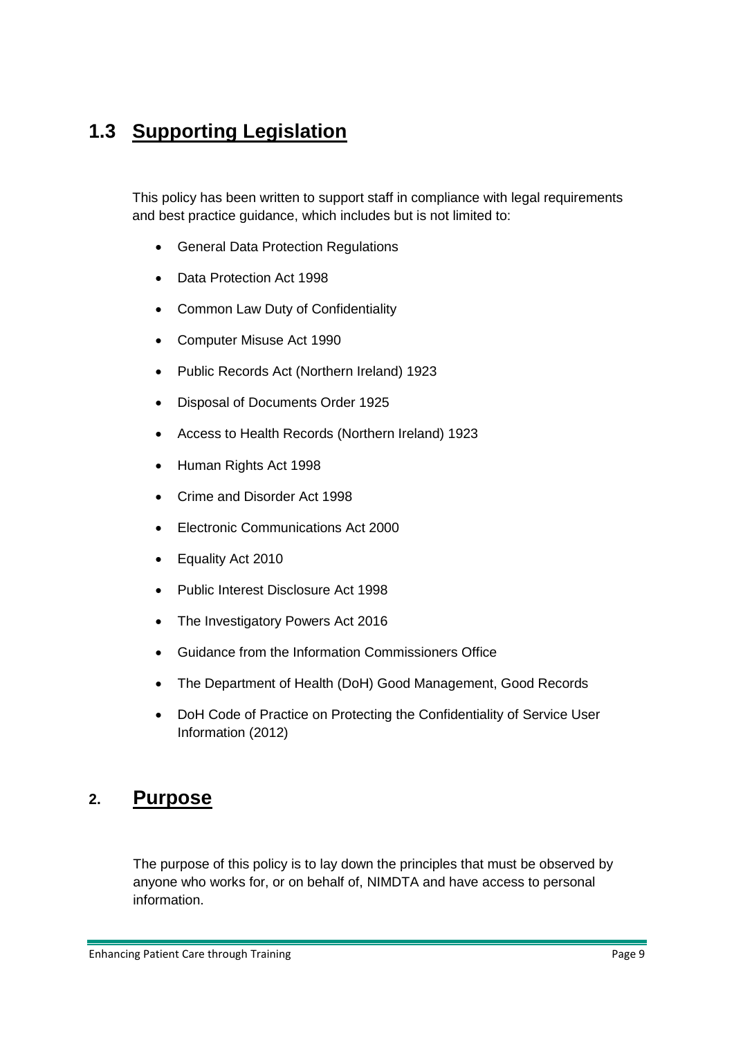## 1.3 Supporting Legislation

This policy has been written to support staff in compliance with legal requirements and best practice guidance, which includes but is not limited to:

- General Data Protection Regulations
- Data Protection Act 1998
- Common Law Duty of Confidentiality
- Computer Misuse Act 1990
- Public Records Act (Northern Ireland) 1923
- Disposal of Documents Order 1925
- Access to Health Records (Northern Ireland) 1923
- Human Rights Act 1998
- Crime and Disorder Act 1998
- Electronic Communications Act 2000
- Equality Act 2010
- Public Interest Disclosure Act 1998
- The Investigatory Powers Act 2016
- Guidance from the Information Commissioners Office
- The Department of Health (DoH) Good Management, Good Records
- DoH Code of Practice on Protecting the Confidentiality of Service User Information (2012)

## 2. Purpose

The purpose of this policy is to lay down the principles that must be observed by anyone who works for, or on behalf of, NIMDTA and have access to personal information.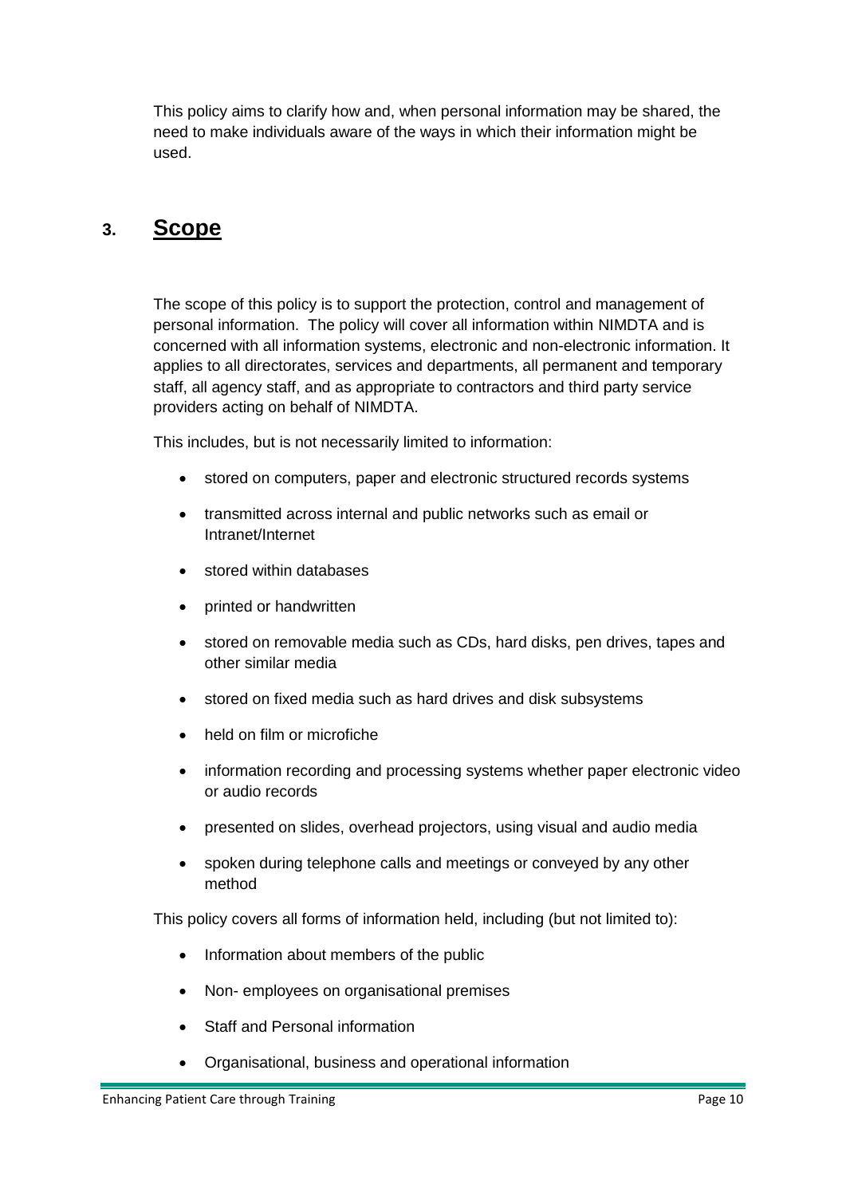This policy aims to clarify how and, when personal information may be shared, the need to make individuals aware of the ways in which their information might be used.

## 3. Scope

The scope of this policy is to support the protection, control and management of personal information. The policy will cover all information within NIMDTA and is concerned with all information systems, electronic and non-electronic information. It applies to all directorates, services and departments, all permanent and temporary staff, all agency staff, and as appropriate to contractors and third party service providers acting on behalf of NIMDTA.

This includes, but is not necessarily limited to information:

- stored on computers, paper and electronic structured records systems
- transmitted across internal and public networks such as email or Intranet/Internet
- stored within databases
- printed or handwritten
- stored on removable media such as CDs, hard disks, pen drives, tapes and other similar media
- stored on fixed media such as hard drives and disk subsystems
- held on film or microfiche
- information recording and processing systems whether paper electronic video or audio records
- presented on slides, overhead projectors, using visual and audio media
- spoken during telephone calls and meetings or conveyed by any other method

This policy covers all forms of information held, including (but not limited to):

- Information about members of the public
- Non- employees on organisational premises
- Staff and Personal information
- Organisational, business and operational information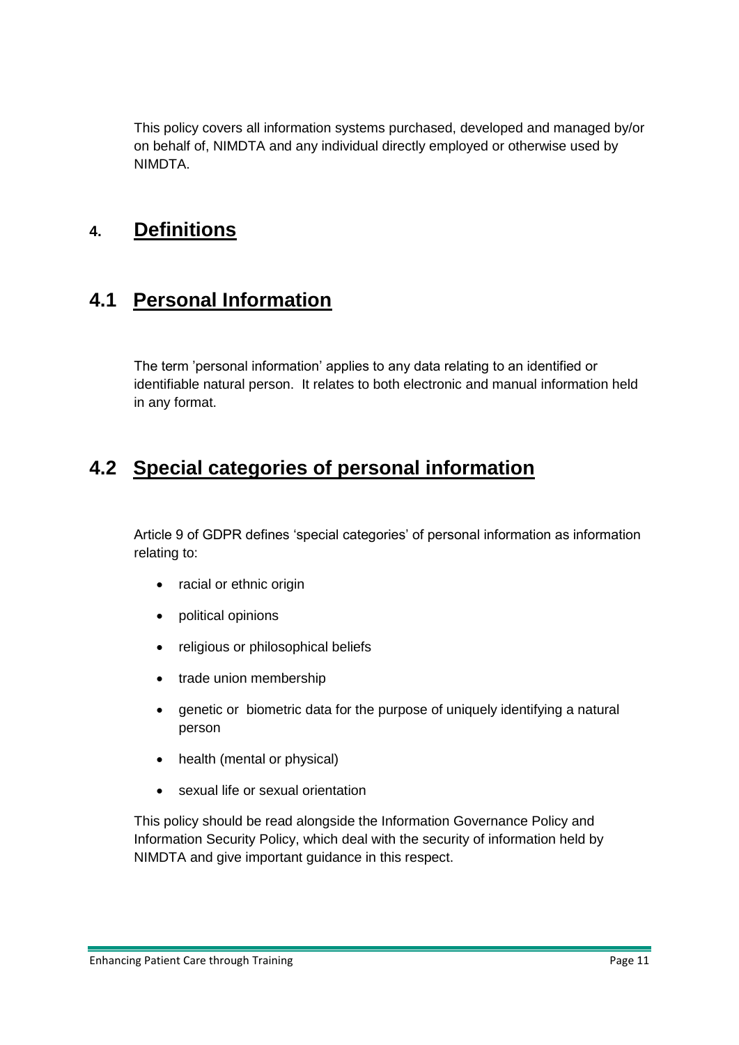This policy covers all information systems purchased, developed and managed by/or on behalf of, NIMDTA and any individual directly employed or otherwise used by NIMDTA.

# 4. Definitions

## 4.1 Personal Information

The term 'personal information' applies to any data relating to an identified or identifiable natural person. It relates to both electronic and manual information held in any format.

## 4.2 Special categories of personal information

Article 9 of GDPR defines 'special categories' of personal information as information relating to:

- racial or ethnic origin
- political opinions
- religious or philosophical beliefs
- trade union membership
- genetic or biometric data for the purpose of uniquely identifying a natural person
- health (mental or physical)
- sexual life or sexual orientation

This policy should be read alongside the Information Governance Policy and Information Security Policy, which deal with the security of information held by NIMDTA and give important guidance in this respect.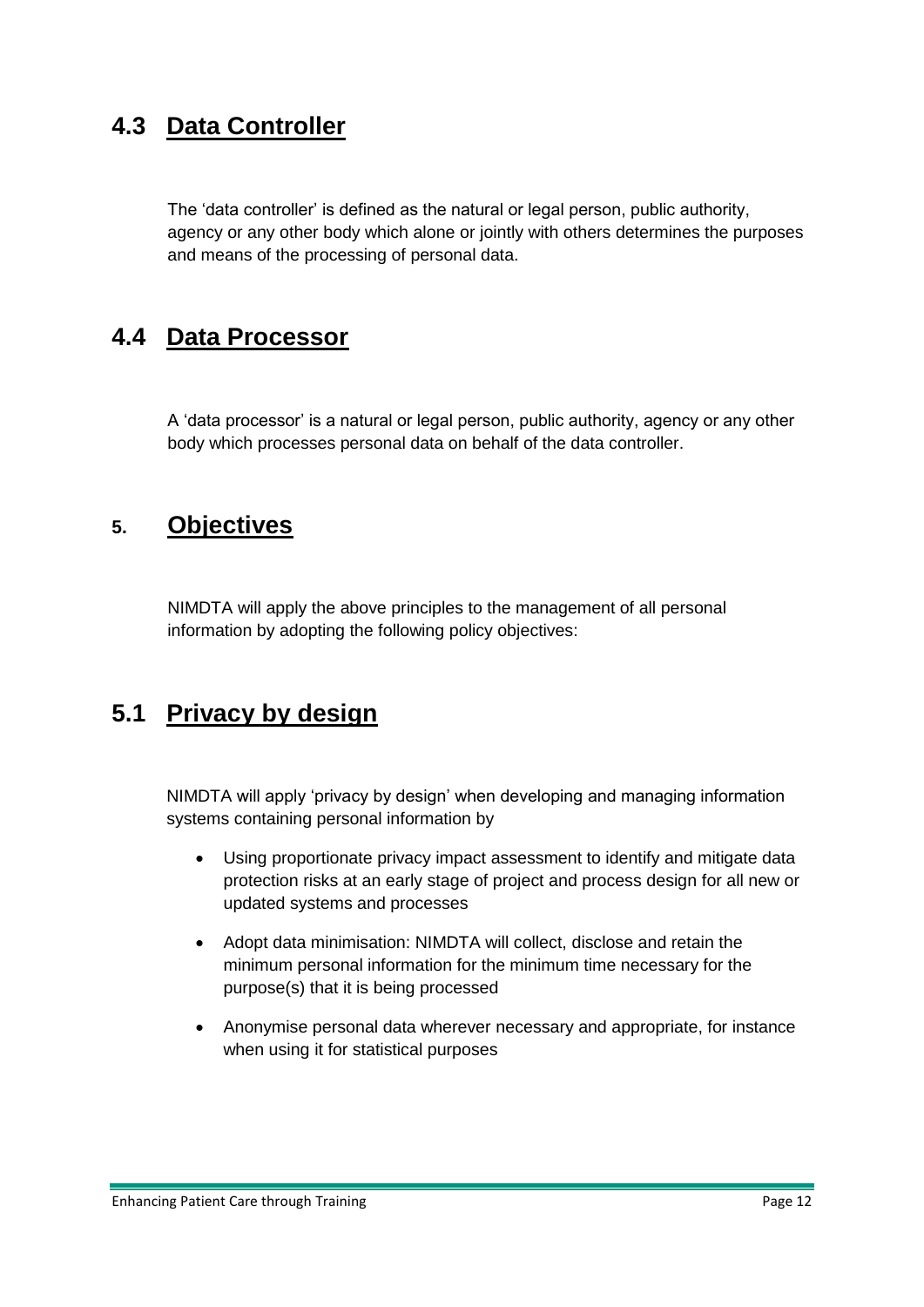## 4.3 Data Controller

The 'data controller' is defined as the natural or legal person, public authority, agency or any other body which alone or jointly with others determines the purposes and means of the processing of personal data.

## 4.4 Data Processor

A 'data processor' is a natural or legal person, public authority, agency or any other body which processes personal data on behalf of the data controller.

## 5. Objectives

NIMDTA will apply the above principles to the management of all personal information by adopting the following policy objectives:

## 5.1 Privacy by design

NIMDTA will apply 'privacy by design' when developing and managing information systems containing personal information by

- Using proportionate privacy impact assessment to identify and mitigate data protection risks at an early stage of project and process design for all new or updated systems and processes
- Adopt data minimisation: NIMDTA will collect, disclose and retain the minimum personal information for the minimum time necessary for the purpose(s) that it is being processed
- Anonymise personal data wherever necessary and appropriate, for instance when using it for statistical purposes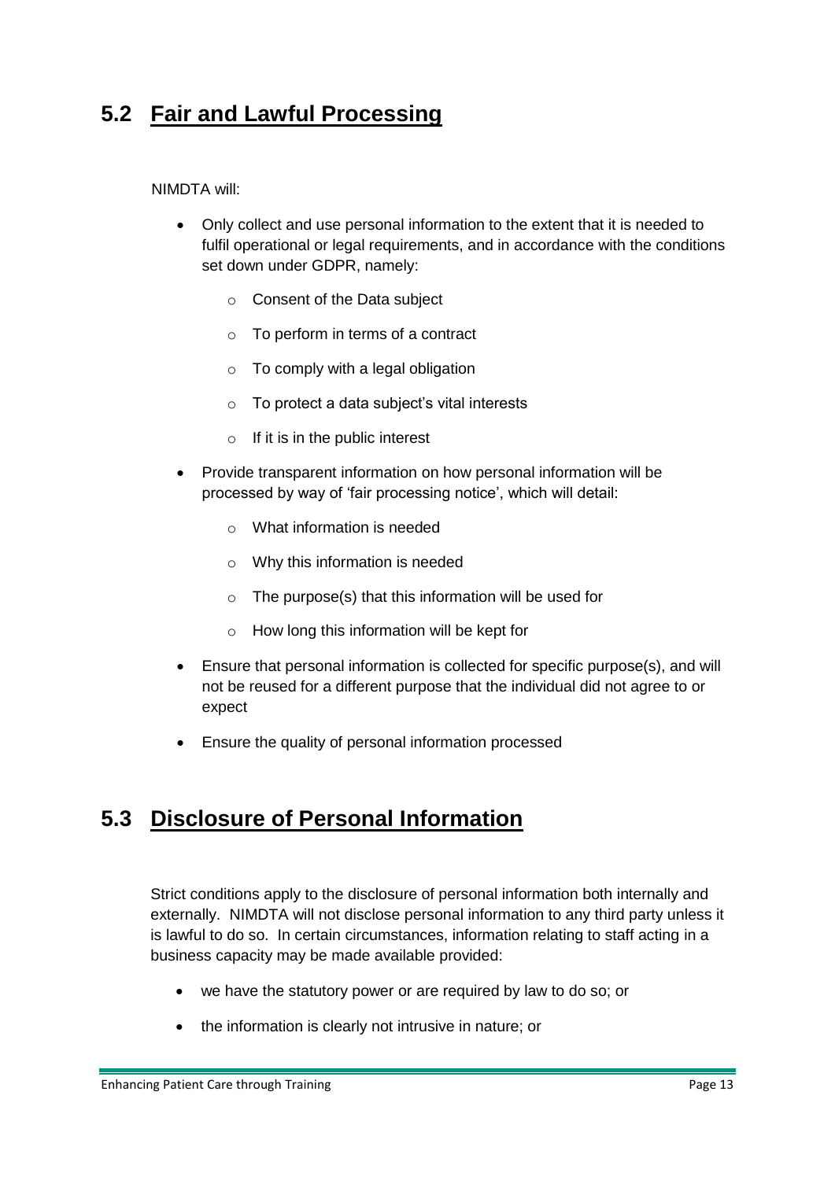## 5.2 Fair and Lawful Processing

NIMDTA will:

- Only collect and use personal information to the extent that it is needed to fulfil operational or legal requirements, and in accordance with the conditions set down under GDPR, namely:
  - Consent of the Data subject
  - To perform in terms of a contract
  - To comply with a legal obligation
  - To protect a data subject's vital interests
  - If it is in the public interest
- Provide transparent information on how personal information will be processed by way of 'fair processing notice', which will detail:
  - What information is needed
  - Why this information is needed
  - The purpose(s) that this information will be used for
  - How long this information will be kept for
- Ensure that personal information is collected for specific purpose(s), and will not be reused for a different purpose that the individual did not agree to or expect
- Ensure the quality of personal information processed

## 5.3 Disclosure of Personal Information

Strict conditions apply to the disclosure of personal information both internally and externally. NIMDTA will not disclose personal information to any third party unless it is lawful to do so. In certain circumstances, information relating to staff acting in a business capacity may be made available provided:

- we have the statutory power or are required by law to do so; or
- the information is clearly not intrusive in nature; or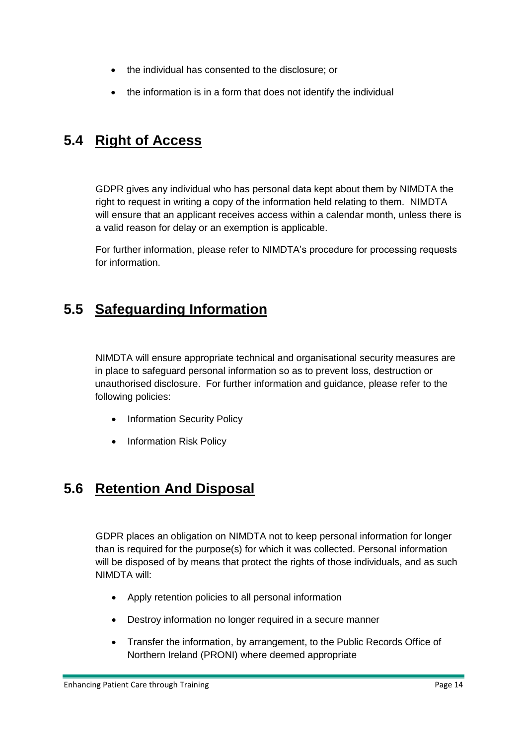- the individual has consented to the disclosure; or
- the information is in a form that does not identify the individual

## 5.4 Right of Access

GDPR gives any individual who has personal data kept about them by NIMDTA the right to request in writing a copy of the information held relating to them. NIMDTA will ensure that an applicant receives access within a calendar month, unless there is a valid reason for delay or an exemption is applicable.

For further information, please refer to NIMDTA's procedure for processing requests for information.

## 5.5 Safeguarding Information

NIMDTA will ensure appropriate technical and organisational security measures are in place to safeguard personal information so as to prevent loss, destruction or unauthorised disclosure. For further information and guidance, please refer to the following policies:

- Information Security Policy
- Information Risk Policy

## 5.6 Retention And Disposal

GDPR places an obligation on NIMDTA not to keep personal information for longer than is required for the purpose(s) for which it was collected. Personal information will be disposed of by means that protect the rights of those individuals, and as such NIMDTA will:

- Apply retention policies to all personal information
- Destroy information no longer required in a secure manner
- Transfer the information, by arrangement, to the Public Records Office of Northern Ireland (PRONI) where deemed appropriate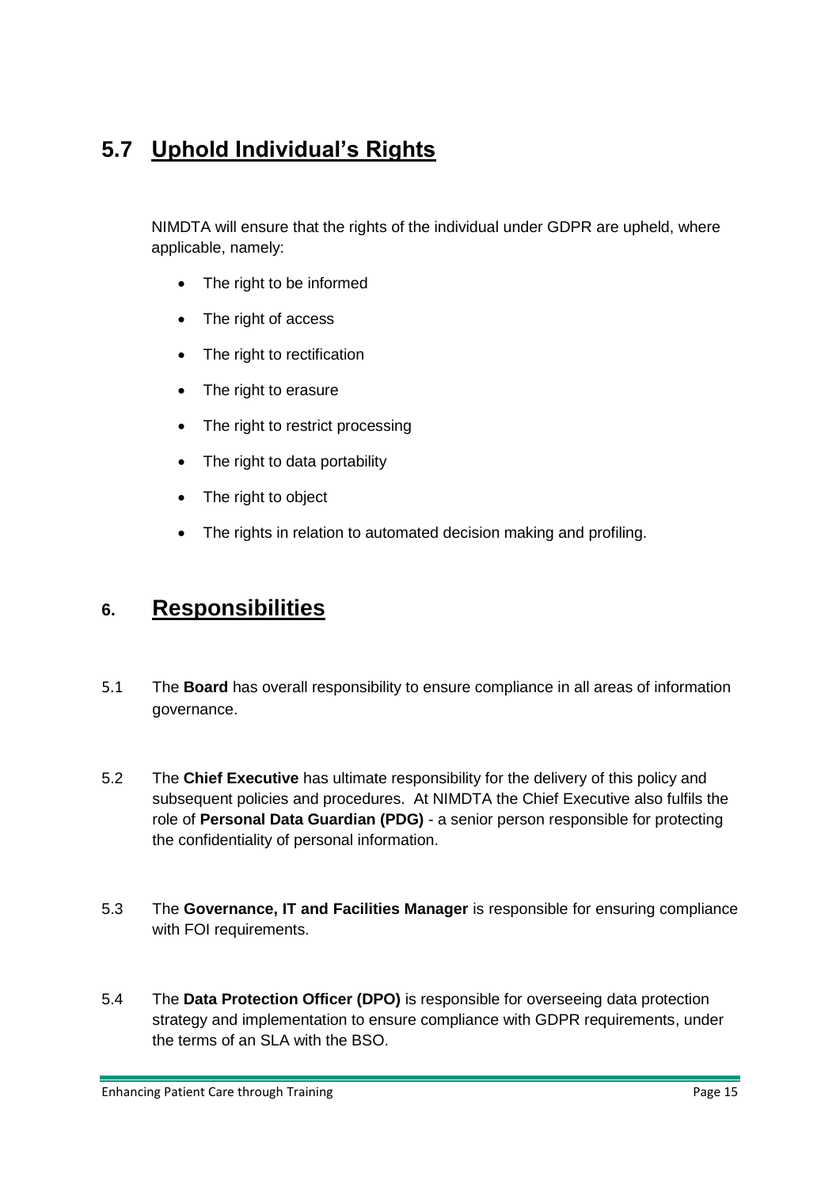## 5.7 Uphold Individual's Rights

NIMDTA will ensure that the rights of the individual under GDPR are upheld, where applicable, namely:

- The right to be informed
- The right of access
- The right to rectification
- The right to erasure
- The right to restrict processing
- The right to data portability
- The right to object
- The rights in relation to automated decision making and profiling.

## 6. Responsibilities

5.1 The **Board** has overall responsibility to ensure compliance in all areas of information governance.

5.2 The **Chief Executive** has ultimate responsibility for the delivery of this policy and subsequent policies and procedures. At NIMDTA the Chief Executive also fulfils the role of **Personal Data Guardian (PDG)** - a senior person responsible for protecting the confidentiality of personal information.

5.3 The **Governance, IT and Facilities Manager** is responsible for ensuring compliance with FOI requirements.

5.4 The **Data Protection Officer (DPO)** is responsible for overseeing data protection strategy and implementation to ensure compliance with GDPR requirements, under the terms of an SLA with the BSO.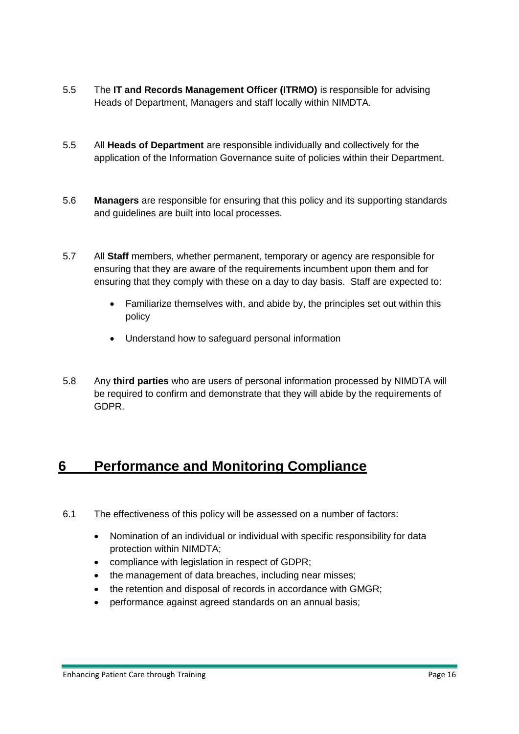5.5 The **IT and Records Management Officer (ITRMO)** is responsible for advising Heads of Department, Managers and staff locally within NIMDTA.

5.5 All **Heads of Department** are responsible individually and collectively for the application of the Information Governance suite of policies within their Department.

5.6 **Managers** are responsible for ensuring that this policy and its supporting standards and guidelines are built into local processes.

5.7 All **Staff** members, whether permanent, temporary or agency are responsible for ensuring that they are aware of the requirements incumbent upon them and for ensuring that they comply with these on a day to day basis. Staff are expected to:

- Familiarize themselves with, and abide by, the principles set out within this policy
- Understand how to safeguard personal information

5.8 Any **third parties** who are users of personal information processed by NIMDTA will be required to confirm and demonstrate that they will abide by the requirements of GDPR.

## 6 Performance and Monitoring Compliance

6.1 The effectiveness of this policy will be assessed on a number of factors:

- Nomination of an individual or individual with specific responsibility for data protection within NIMDTA;
- compliance with legislation in respect of GDPR;
- the management of data breaches, including near misses;
- the retention and disposal of records in accordance with GMGR;
- performance against agreed standards on an annual basis;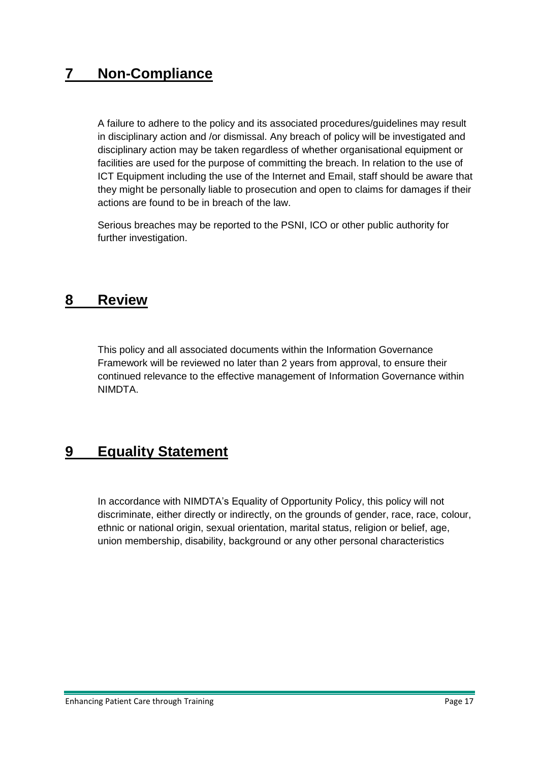# 7 Non-Compliance

A failure to adhere to the policy and its associated procedures/guidelines may result in disciplinary action and /or dismissal. Any breach of policy will be investigated and disciplinary action may be taken regardless of whether organisational equipment or facilities are used for the purpose of committing the breach. In relation to the use of ICT Equipment including the use of the Internet and Email, staff should be aware that they might be personally liable to prosecution and open to claims for damages if their actions are found to be in breach of the law.

Serious breaches may be reported to the PSNI, ICO or other public authority for further investigation.

# 8 Review

This policy and all associated documents within the Information Governance Framework will be reviewed no later than 2 years from approval, to ensure their continued relevance to the effective management of Information Governance within NIMDTA.

# 9 Equality Statement

In accordance with NIMDTA's Equality of Opportunity Policy, this policy will not discriminate, either directly or indirectly, on the grounds of gender, race, race, colour, ethnic or national origin, sexual orientation, marital status, religion or belief, age, union membership, disability, background or any other personal characteristics